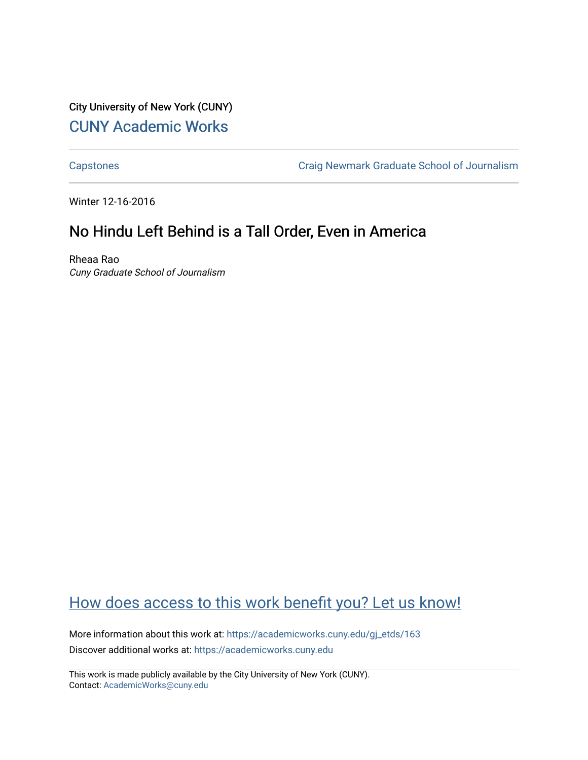City University of New York (CUNY)

CUNY Academic Works

---

Capstones | Craig Newmark Graduate School of Journalism

---

Winter 12-16-2016

## No Hindu Left Behind is a Tall Order, Even in America

Rheaa Rao
*Cuny Graduate School of Journalism*

How does access to this work benefit you? Let us know!

More information about this work at: https://academicworks.cuny.edu/gj_etds/163

Discover additional works at: https://academicworks.cuny.edu

---

This work is made publicly available by the City University of New York (CUNY).
Contact: AcademicWorks@cuny.edu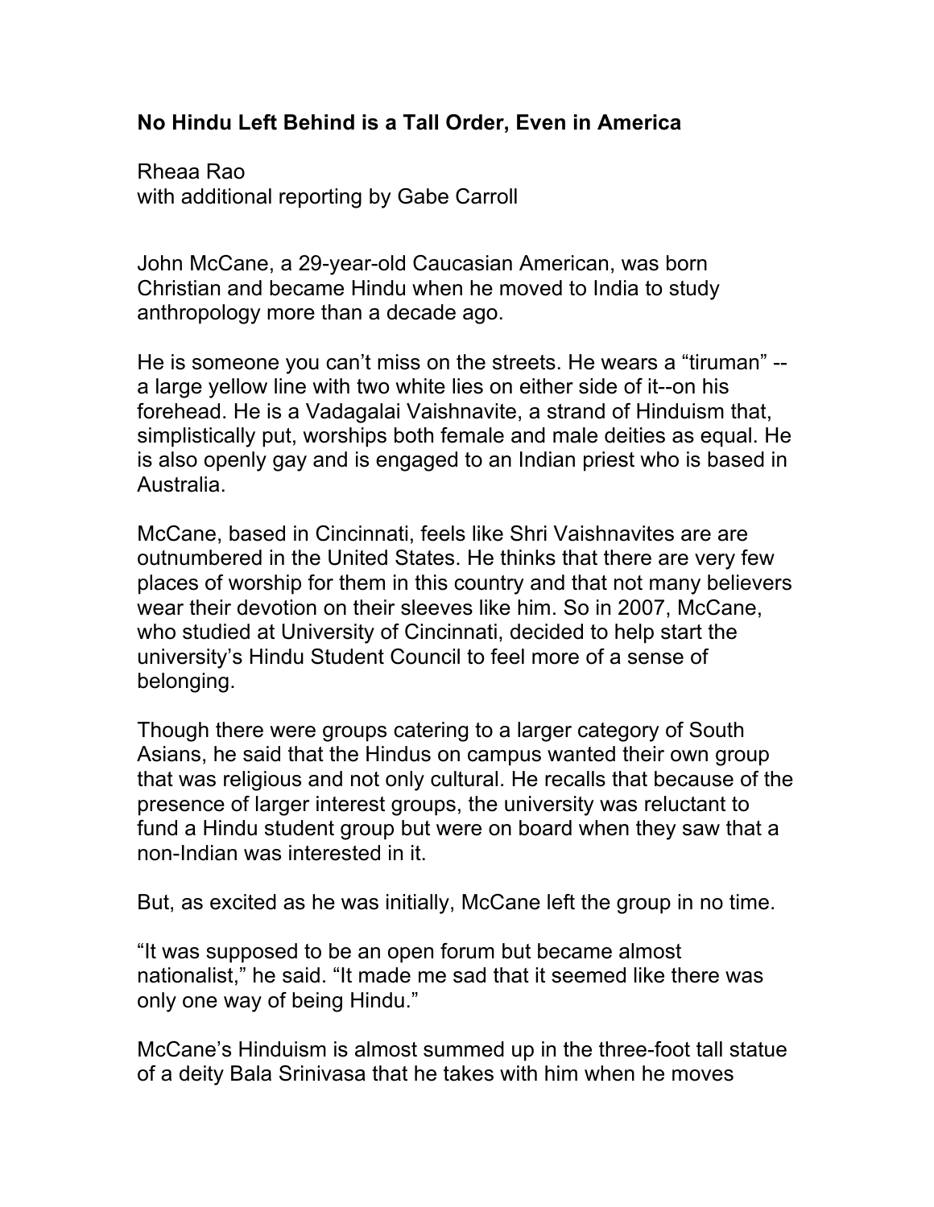**No Hindu Left Behind is a Tall Order, Even in America**

Rheaa Rao
with additional reporting by Gabe Carroll

John McCane, a 29-year-old Caucasian American, was born Christian and became Hindu when he moved to India to study anthropology more than a decade ago.

He is someone you can't miss on the streets. He wears a "tiruman" -- a large yellow line with two white lies on either side of it--on his forehead. He is a Vadagalai Vaishnavite, a strand of Hinduism that, simplistically put, worships both female and male deities as equal. He is also openly gay and is engaged to an Indian priest who is based in Australia.

McCane, based in Cincinnati, feels like Shri Vaishnavites are are outnumbered in the United States. He thinks that there are very few places of worship for them in this country and that not many believers wear their devotion on their sleeves like him. So in 2007, McCane, who studied at University of Cincinnati, decided to help start the university's Hindu Student Council to feel more of a sense of belonging.

Though there were groups catering to a larger category of South Asians, he said that the Hindus on campus wanted their own group that was religious and not only cultural. He recalls that because of the presence of larger interest groups, the university was reluctant to fund a Hindu student group but were on board when they saw that a non-Indian was interested in it.

But, as excited as he was initially, McCane left the group in no time.

"It was supposed to be an open forum but became almost nationalist," he said. "It made me sad that it seemed like there was only one way of being Hindu."

McCane's Hinduism is almost summed up in the three-foot tall statue of a deity Bala Srinivasa that he takes with him when he moves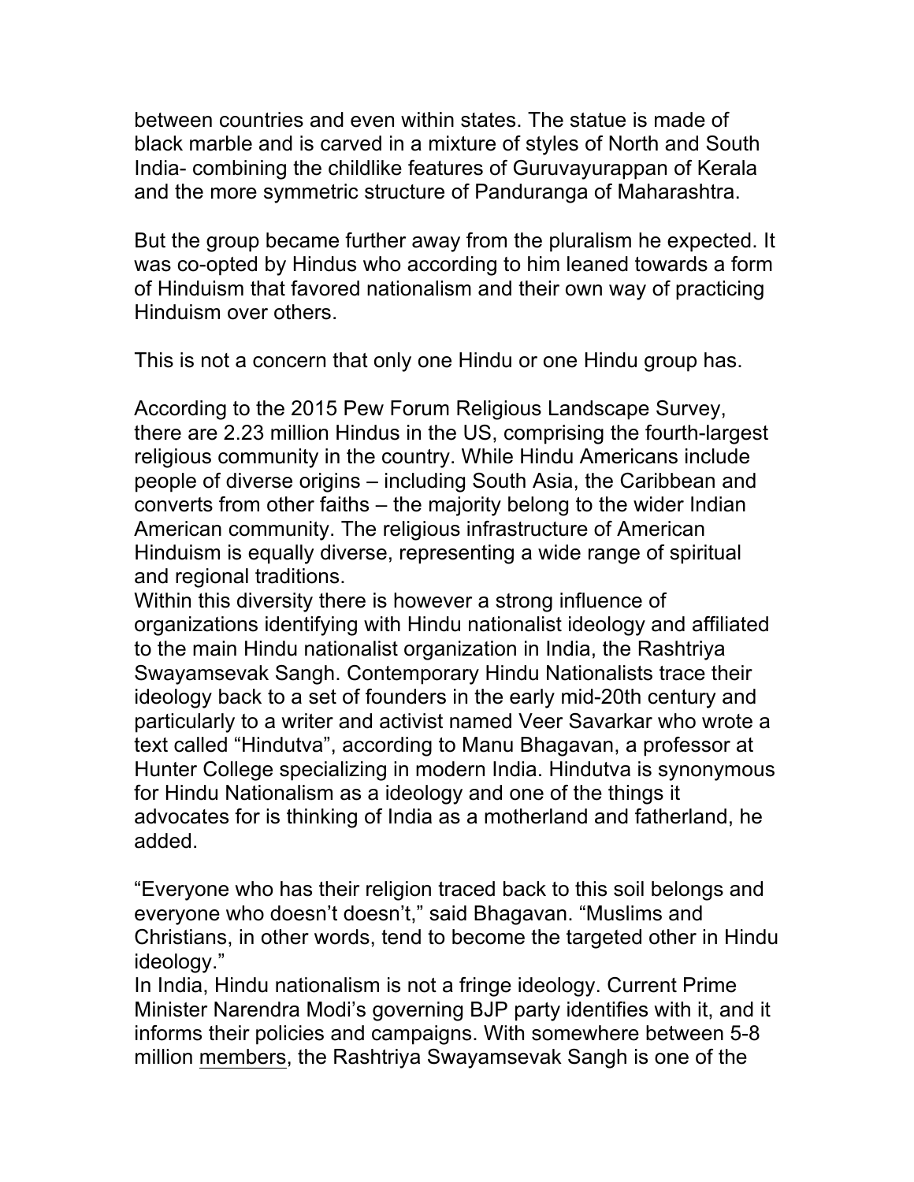between countries and even within states. The statue is made of black marble and is carved in a mixture of styles of North and South India- combining the childlike features of Guruvayurappan of Kerala and the more symmetric structure of Panduranga of Maharashtra.

But the group became further away from the pluralism he expected. It was co-opted by Hindus who according to him leaned towards a form of Hinduism that favored nationalism and their own way of practicing Hinduism over others.

This is not a concern that only one Hindu or one Hindu group has.

According to the 2015 Pew Forum Religious Landscape Survey, there are 2.23 million Hindus in the US, comprising the fourth-largest religious community in the country. While Hindu Americans include people of diverse origins – including South Asia, the Caribbean and converts from other faiths – the majority belong to the wider Indian American community. The religious infrastructure of American Hinduism is equally diverse, representing a wide range of spiritual and regional traditions.

Within this diversity there is however a strong influence of organizations identifying with Hindu nationalist ideology and affiliated to the main Hindu nationalist organization in India, the Rashtriya Swayamsevak Sangh. Contemporary Hindu Nationalists trace their ideology back to a set of founders in the early mid-20th century and particularly to a writer and activist named Veer Savarkar who wrote a text called "Hindutva", according to Manu Bhagavan, a professor at Hunter College specializing in modern India. Hindutva is synonymous for Hindu Nationalism as a ideology and one of the things it advocates for is thinking of India as a motherland and fatherland, he added.

"Everyone who has their religion traced back to this soil belongs and everyone who doesn't doesn't," said Bhagavan. "Muslims and Christians, in other words, tend to become the targeted other in Hindu ideology."

In India, Hindu nationalism is not a fringe ideology. Current Prime Minister Narendra Modi's governing BJP party identifies with it, and it informs their policies and campaigns. With somewhere between 5-8 million members, the Rashtriya Swayamsevak Sangh is one of the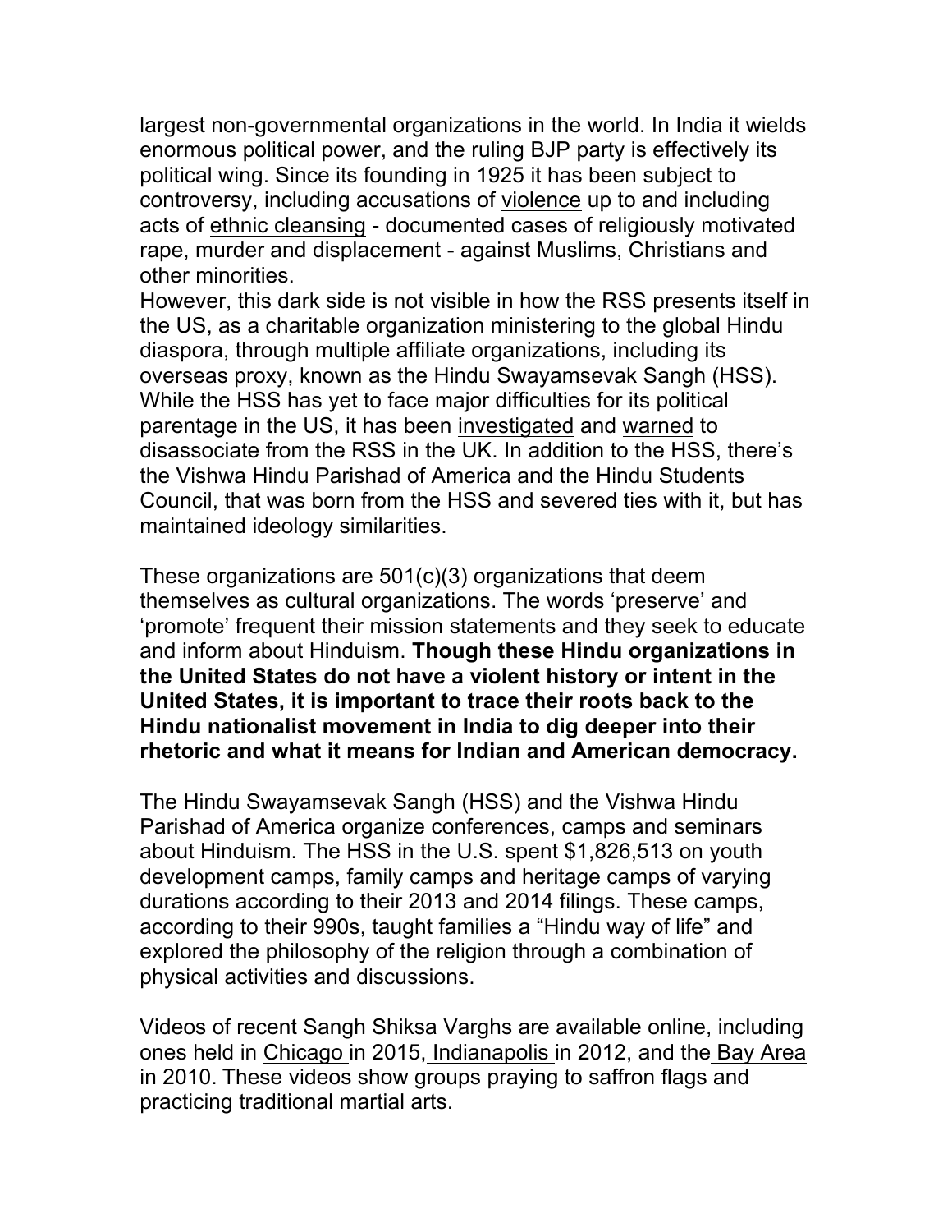largest non-governmental organizations in the world. In India it wields enormous political power, and the ruling BJP party is effectively its political wing. Since its founding in 1925 it has been subject to controversy, including accusations of violence up to and including acts of ethnic cleansing - documented cases of religiously motivated rape, murder and displacement - against Muslims, Christians and other minorities.
However, this dark side is not visible in how the RSS presents itself in the US, as a charitable organization ministering to the global Hindu diaspora, through multiple affiliate organizations, including its overseas proxy, known as the Hindu Swayamsevak Sangh (HSS). While the HSS has yet to face major difficulties for its political parentage in the US, it has been investigated and warned to disassociate from the RSS in the UK. In addition to the HSS, there's the Vishwa Hindu Parishad of America and the Hindu Students Council, that was born from the HSS and severed ties with it, but has maintained ideology similarities.

These organizations are 501(c)(3) organizations that deem themselves as cultural organizations. The words 'preserve' and 'promote' frequent their mission statements and they seek to educate and inform about Hinduism. **Though these Hindu organizations in the United States do not have a violent history or intent in the United States, it is important to trace their roots back to the Hindu nationalist movement in India to dig deeper into their rhetoric and what it means for Indian and American democracy.**

The Hindu Swayamsevak Sangh (HSS) and the Vishwa Hindu Parishad of America organize conferences, camps and seminars about Hinduism. The HSS in the U.S. spent $1,826,513 on youth development camps, family camps and heritage camps of varying durations according to their 2013 and 2014 filings. These camps, according to their 990s, taught families a "Hindu way of life" and explored the philosophy of the religion through a combination of physical activities and discussions.

Videos of recent Sangh Shiksa Varghs are available online, including ones held in Chicago in 2015, Indianapolis in 2012, and the Bay Area in 2010. These videos show groups praying to saffron flags and practicing traditional martial arts.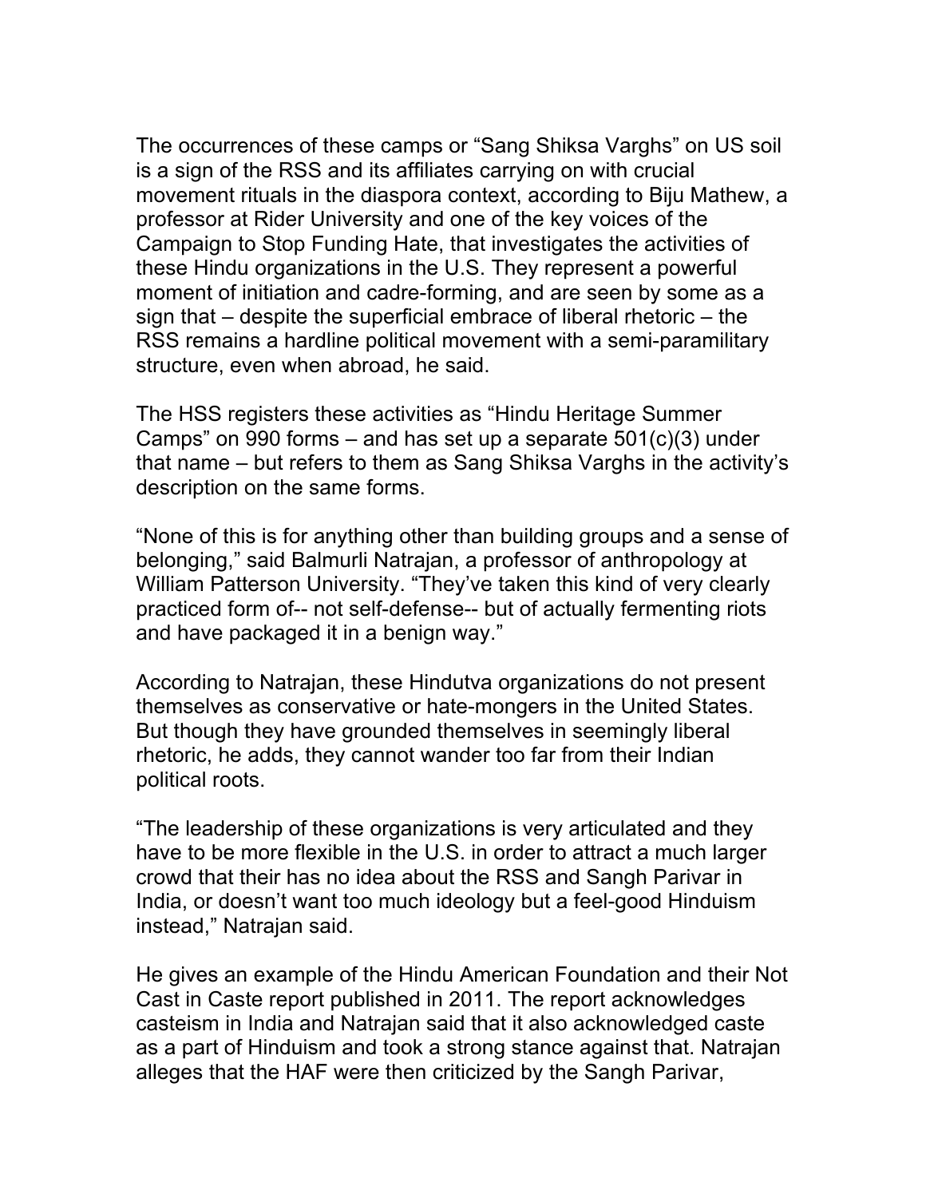The occurrences of these camps or “Sang Shiksa Varghs” on US soil is a sign of the RSS and its affiliates carrying on with crucial movement rituals in the diaspora context, according to Biju Mathew, a professor at Rider University and one of the key voices of the Campaign to Stop Funding Hate, that investigates the activities of these Hindu organizations in the U.S. They represent a powerful moment of initiation and cadre-forming, and are seen by some as a sign that – despite the superficial embrace of liberal rhetoric – the RSS remains a hardline political movement with a semi-paramilitary structure, even when abroad, he said.

The HSS registers these activities as “Hindu Heritage Summer Camps” on 990 forms – and has set up a separate 501(c)(3) under that name – but refers to them as Sang Shiksa Varghs in the activity’s description on the same forms.

“None of this is for anything other than building groups and a sense of belonging,” said Balmurli Natrajan, a professor of anthropology at William Patterson University. “They’ve taken this kind of very clearly practiced form of-- not self-defense-- but of actually fermenting riots and have packaged it in a benign way.”

According to Natrajan, these Hindutva organizations do not present themselves as conservative or hate-mongers in the United States. But though they have grounded themselves in seemingly liberal rhetoric, he adds, they cannot wander too far from their Indian political roots.

“The leadership of these organizations is very articulated and they have to be more flexible in the U.S. in order to attract a much larger crowd that their has no idea about the RSS and Sangh Parivar in India, or doesn’t want too much ideology but a feel-good Hinduism instead,” Natrajan said.

He gives an example of the Hindu American Foundation and their Not Cast in Caste report published in 2011. The report acknowledges casteism in India and Natrajan said that it also acknowledged caste as a part of Hinduism and took a strong stance against that. Natrajan alleges that the HAF were then criticized by the Sangh Parivar,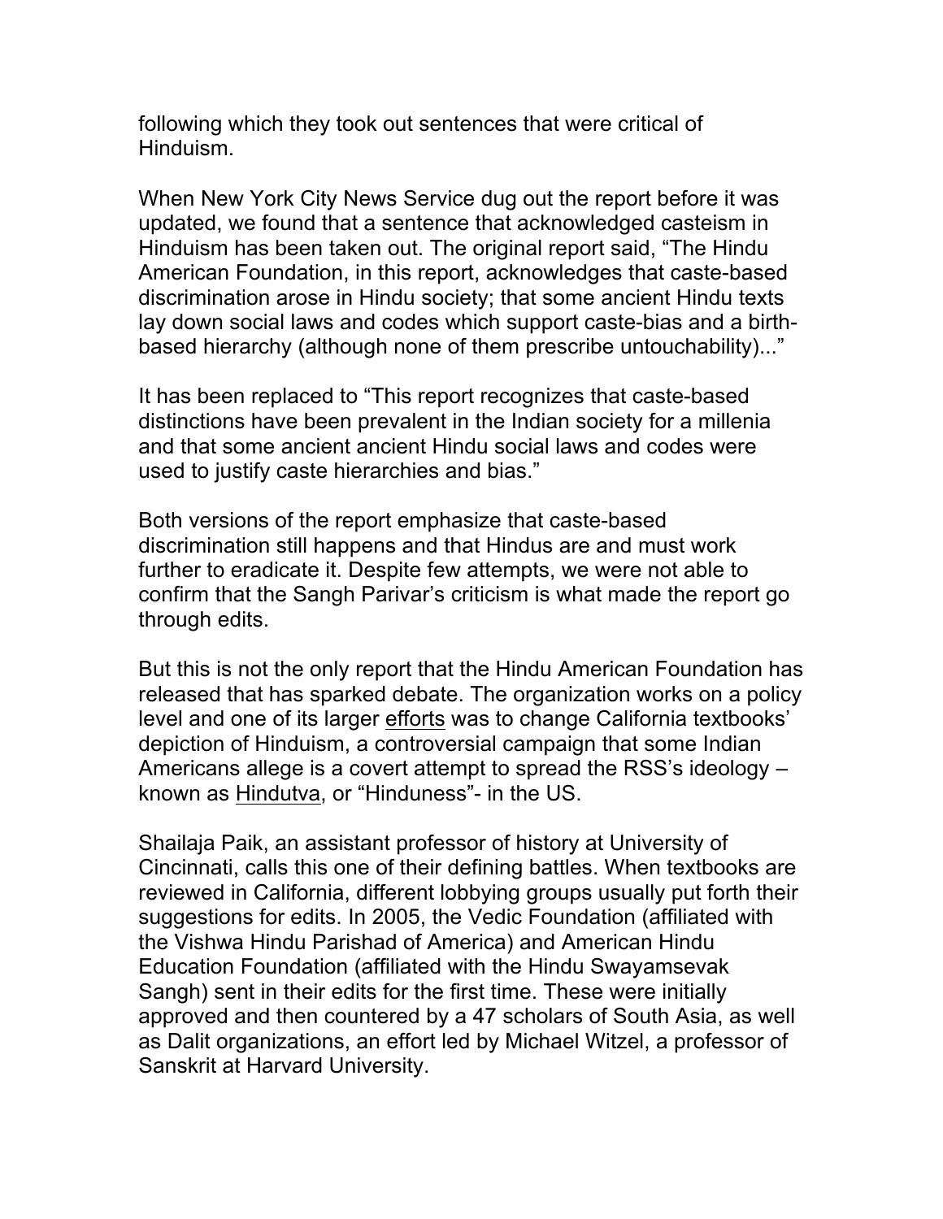following which they took out sentences that were critical of Hinduism.

When New York City News Service dug out the report before it was updated, we found that a sentence that acknowledged casteism in Hinduism has been taken out. The original report said, “The Hindu American Foundation, in this report, acknowledges that caste-based discrimination arose in Hindu society; that some ancient Hindu texts lay down social laws and codes which support caste-bias and a birth-based hierarchy (although none of them prescribe untouchability)...”

It has been replaced to “This report recognizes that caste-based distinctions have been prevalent in the Indian society for a millenia and that some ancient ancient Hindu social laws and codes were used to justify caste hierarchies and bias.”

Both versions of the report emphasize that caste-based discrimination still happens and that Hindus are and must work further to eradicate it. Despite few attempts, we were not able to confirm that the Sangh Parivar’s criticism is what made the report go through edits.

But this is not the only report that the Hindu American Foundation has released that has sparked debate. The organization works on a policy level and one of its larger efforts was to change California textbooks’ depiction of Hinduism, a controversial campaign that some Indian Americans allege is a covert attempt to spread the RSS’s ideology – known as Hindutva, or “Hinduness”- in the US.

Shailaja Paik, an assistant professor of history at University of Cincinnati, calls this one of their defining battles. When textbooks are reviewed in California, different lobbying groups usually put forth their suggestions for edits. In 2005, the Vedic Foundation (affiliated with the Vishwa Hindu Parishad of America) and American Hindu Education Foundation (affiliated with the Hindu Swayamsevak Sangh) sent in their edits for the first time. These were initially approved and then countered by a 47 scholars of South Asia, as well as Dalit organizations, an effort led by Michael Witzel, a professor of Sanskrit at Harvard University.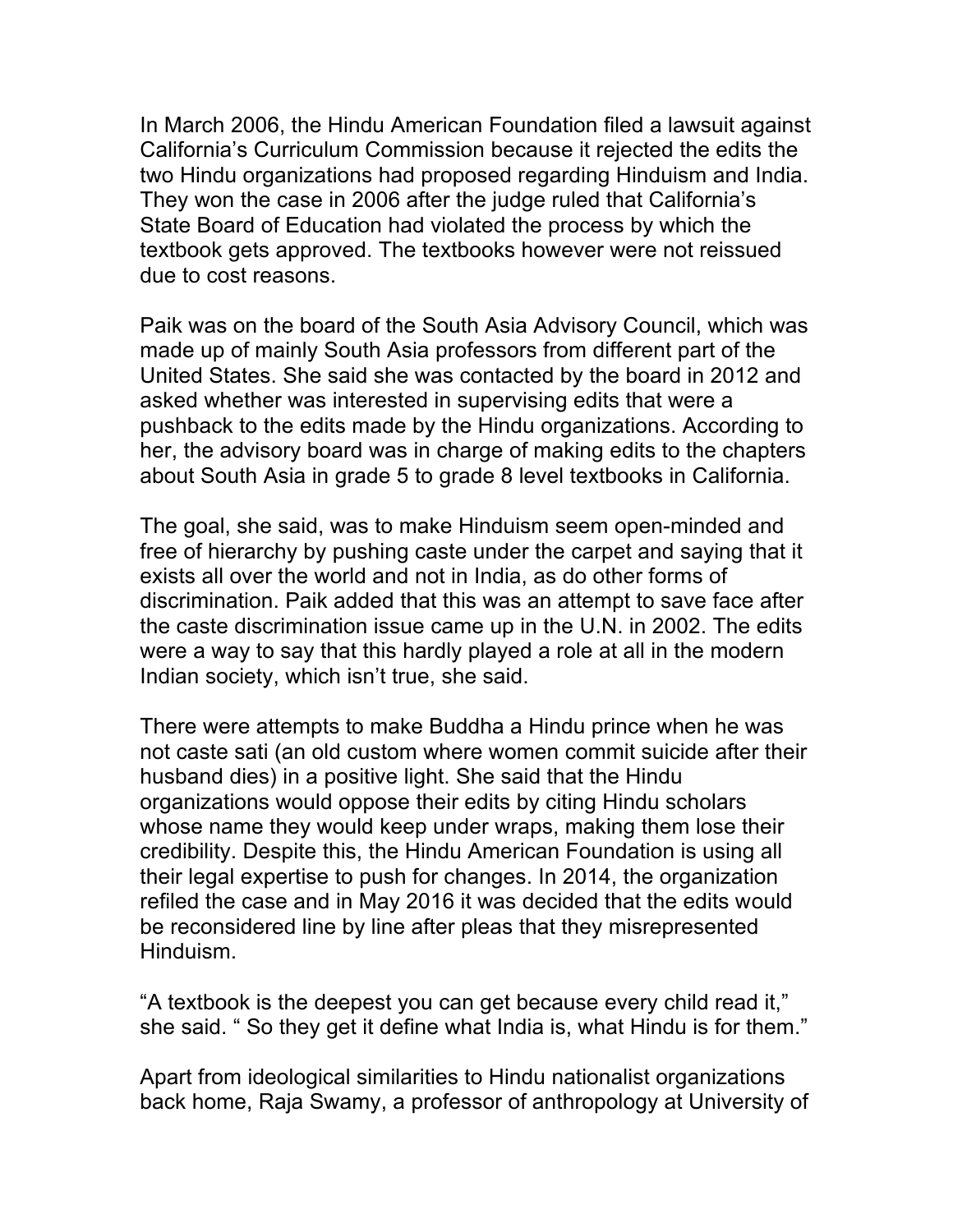In March 2006, the Hindu American Foundation filed a lawsuit against California's Curriculum Commission because it rejected the edits the two Hindu organizations had proposed regarding Hinduism and India. They won the case in 2006 after the judge ruled that California's State Board of Education had violated the process by which the textbook gets approved. The textbooks however were not reissued due to cost reasons.

Paik was on the board of the South Asia Advisory Council, which was made up of mainly South Asia professors from different part of the United States. She said she was contacted by the board in 2012 and asked whether was interested in supervising edits that were a pushback to the edits made by the Hindu organizations. According to her, the advisory board was in charge of making edits to the chapters about South Asia in grade 5 to grade 8 level textbooks in California.

The goal, she said, was to make Hinduism seem open-minded and free of hierarchy by pushing caste under the carpet and saying that it exists all over the world and not in India, as do other forms of discrimination. Paik added that this was an attempt to save face after the caste discrimination issue came up in the U.N. in 2002. The edits were a way to say that this hardly played a role at all in the modern Indian society, which isn't true, she said.

There were attempts to make Buddha a Hindu prince when he was not caste sati (an old custom where women commit suicide after their husband dies) in a positive light. She said that the Hindu organizations would oppose their edits by citing Hindu scholars whose name they would keep under wraps, making them lose their credibility. Despite this, the Hindu American Foundation is using all their legal expertise to push for changes. In 2014, the organization refiled the case and in May 2016 it was decided that the edits would be reconsidered line by line after pleas that they misrepresented Hinduism.

"A textbook is the deepest you can get because every child read it," she said. " So they get it define what India is, what Hindu is for them."

Apart from ideological similarities to Hindu nationalist organizations back home, Raja Swamy, a professor of anthropology at University of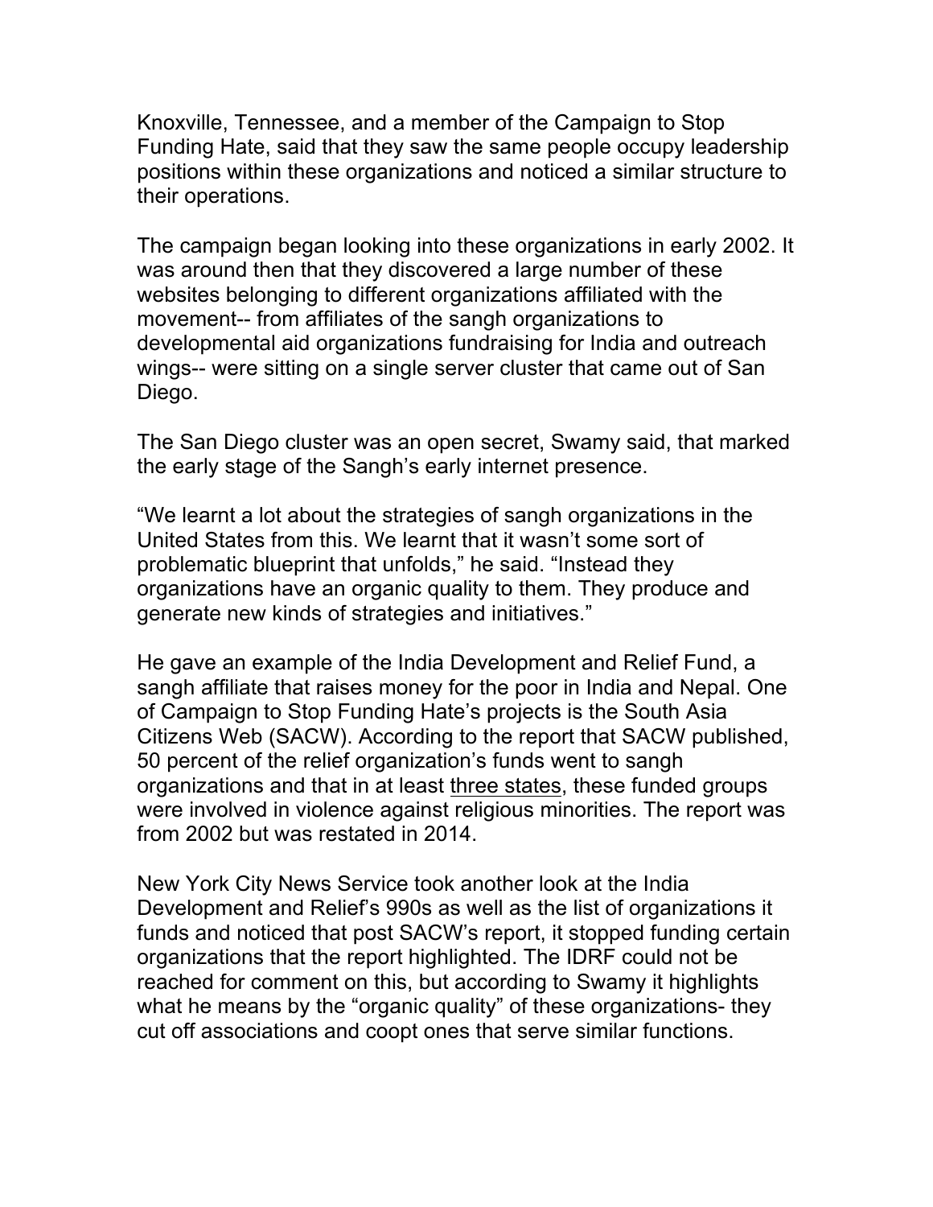Knoxville, Tennessee, and a member of the Campaign to Stop Funding Hate, said that they saw the same people occupy leadership positions within these organizations and noticed a similar structure to their operations.

The campaign began looking into these organizations in early 2002. It was around then that they discovered a large number of these websites belonging to different organizations affiliated with the movement-- from affiliates of the sangh organizations to developmental aid organizations fundraising for India and outreach wings-- were sitting on a single server cluster that came out of San Diego.

The San Diego cluster was an open secret, Swamy said, that marked the early stage of the Sangh's early internet presence.

"We learnt a lot about the strategies of sangh organizations in the United States from this. We learnt that it wasn't some sort of problematic blueprint that unfolds," he said. "Instead they organizations have an organic quality to them. They produce and generate new kinds of strategies and initiatives."

He gave an example of the India Development and Relief Fund, a sangh affiliate that raises money for the poor in India and Nepal. One of Campaign to Stop Funding Hate's projects is the South Asia Citizens Web (SACW). According to the report that SACW published, 50 percent of the relief organization's funds went to sangh organizations and that in at least three states, these funded groups were involved in violence against religious minorities. The report was from 2002 but was restated in 2014.

New York City News Service took another look at the India Development and Relief's 990s as well as the list of organizations it funds and noticed that post SACW's report, it stopped funding certain organizations that the report highlighted. The IDRF could not be reached for comment on this, but according to Swamy it highlights what he means by the "organic quality" of these organizations- they cut off associations and coopt ones that serve similar functions.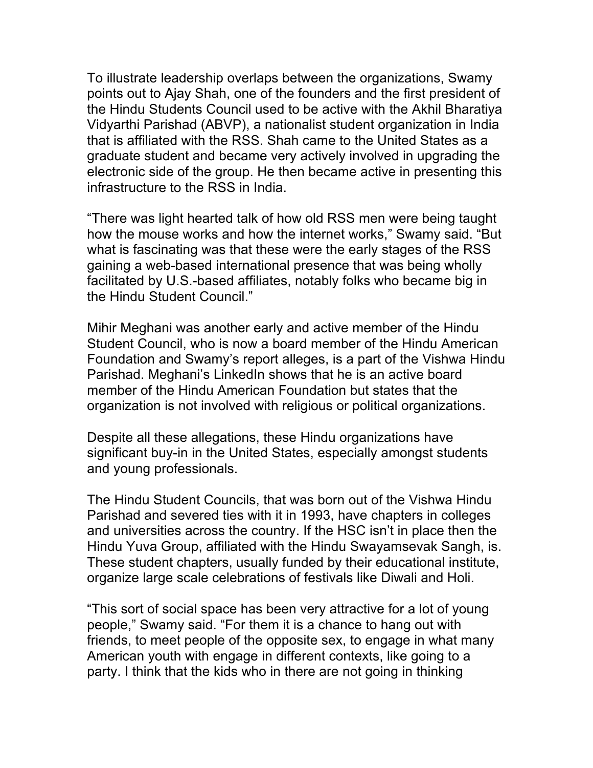To illustrate leadership overlaps between the organizations, Swamy points out to Ajay Shah, one of the founders and the first president of the Hindu Students Council used to be active with the Akhil Bharatiya Vidyarthi Parishad (ABVP), a nationalist student organization in India that is affiliated with the RSS. Shah came to the United States as a graduate student and became very actively involved in upgrading the electronic side of the group. He then became active in presenting this infrastructure to the RSS in India.

“There was light hearted talk of how old RSS men were being taught how the mouse works and how the internet works,” Swamy said. “But what is fascinating was that these were the early stages of the RSS gaining a web-based international presence that was being wholly facilitated by U.S.-based affiliates, notably folks who became big in the Hindu Student Council.”

Mihir Meghani was another early and active member of the Hindu Student Council, who is now a board member of the Hindu American Foundation and Swamy’s report alleges, is a part of the Vishwa Hindu Parishad. Meghani’s LinkedIn shows that he is an active board member of the Hindu American Foundation but states that the organization is not involved with religious or political organizations.

Despite all these allegations, these Hindu organizations have significant buy-in in the United States, especially amongst students and young professionals.

The Hindu Student Councils, that was born out of the Vishwa Hindu Parishad and severed ties with it in 1993, have chapters in colleges and universities across the country. If the HSC isn’t in place then the Hindu Yuva Group, affiliated with the Hindu Swayamsevak Sangh, is. These student chapters, usually funded by their educational institute, organize large scale celebrations of festivals like Diwali and Holi.

“This sort of social space has been very attractive for a lot of young people,” Swamy said. “For them it is a chance to hang out with friends, to meet people of the opposite sex, to engage in what many American youth with engage in different contexts, like going to a party. I think that the kids who in there are not going in thinking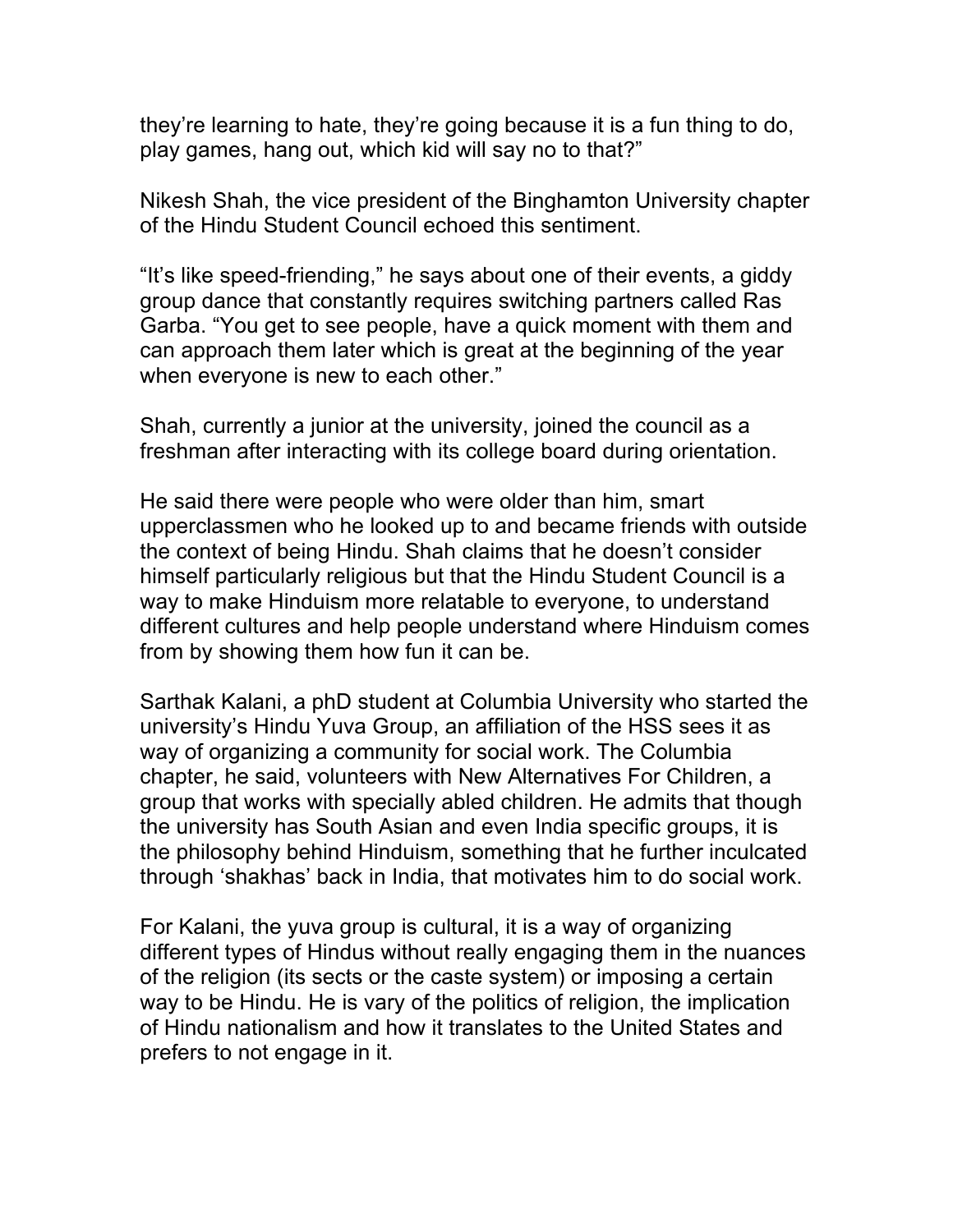they're learning to hate, they're going because it is a fun thing to do, play games, hang out, which kid will say no to that?"

Nikesh Shah, the vice president of the Binghamton University chapter of the Hindu Student Council echoed this sentiment.

"It's like speed-friending," he says about one of their events, a giddy group dance that constantly requires switching partners called Ras Garba. "You get to see people, have a quick moment with them and can approach them later which is great at the beginning of the year when everyone is new to each other."

Shah, currently a junior at the university, joined the council as a freshman after interacting with its college board during orientation.

He said there were people who were older than him, smart upperclassmen who he looked up to and became friends with outside the context of being Hindu. Shah claims that he doesn't consider himself particularly religious but that the Hindu Student Council is a way to make Hinduism more relatable to everyone, to understand different cultures and help people understand where Hinduism comes from by showing them how fun it can be.

Sarthak Kalani, a phD student at Columbia University who started the university's Hindu Yuva Group, an affiliation of the HSS sees it as way of organizing a community for social work. The Columbia chapter, he said, volunteers with New Alternatives For Children, a group that works with specially abled children. He admits that though the university has South Asian and even India specific groups, it is the philosophy behind Hinduism, something that he further inculcated through 'shakhas' back in India, that motivates him to do social work.

For Kalani, the yuva group is cultural, it is a way of organizing different types of Hindus without really engaging them in the nuances of the religion (its sects or the caste system) or imposing a certain way to be Hindu. He is vary of the politics of religion, the implication of Hindu nationalism and how it translates to the United States and prefers to not engage in it.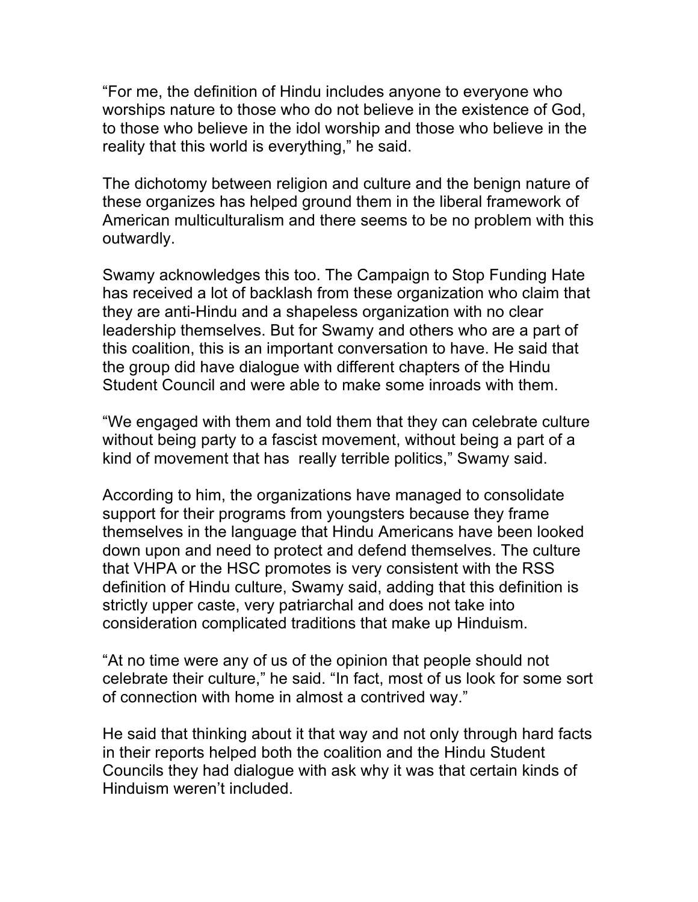"For me, the definition of Hindu includes anyone to everyone who worships nature to those who do not believe in the existence of God, to those who believe in the idol worship and those who believe in the reality that this world is everything," he said.

The dichotomy between religion and culture and the benign nature of these organizes has helped ground them in the liberal framework of American multiculturalism and there seems to be no problem with this outwardly.

Swamy acknowledges this too. The Campaign to Stop Funding Hate has received a lot of backlash from these organization who claim that they are anti-Hindu and a shapeless organization with no clear leadership themselves. But for Swamy and others who are a part of this coalition, this is an important conversation to have. He said that the group did have dialogue with different chapters of the Hindu Student Council and were able to make some inroads with them.

"We engaged with them and told them that they can celebrate culture without being party to a fascist movement, without being a part of a kind of movement that has really terrible politics," Swamy said.

According to him, the organizations have managed to consolidate support for their programs from youngsters because they frame themselves in the language that Hindu Americans have been looked down upon and need to protect and defend themselves. The culture that VHPA or the HSC promotes is very consistent with the RSS definition of Hindu culture, Swamy said, adding that this definition is strictly upper caste, very patriarchal and does not take into consideration complicated traditions that make up Hinduism.

"At no time were any of us of the opinion that people should not celebrate their culture," he said. "In fact, most of us look for some sort of connection with home in almost a contrived way."

He said that thinking about it that way and not only through hard facts in their reports helped both the coalition and the Hindu Student Councils they had dialogue with ask why it was that certain kinds of Hinduism weren't included.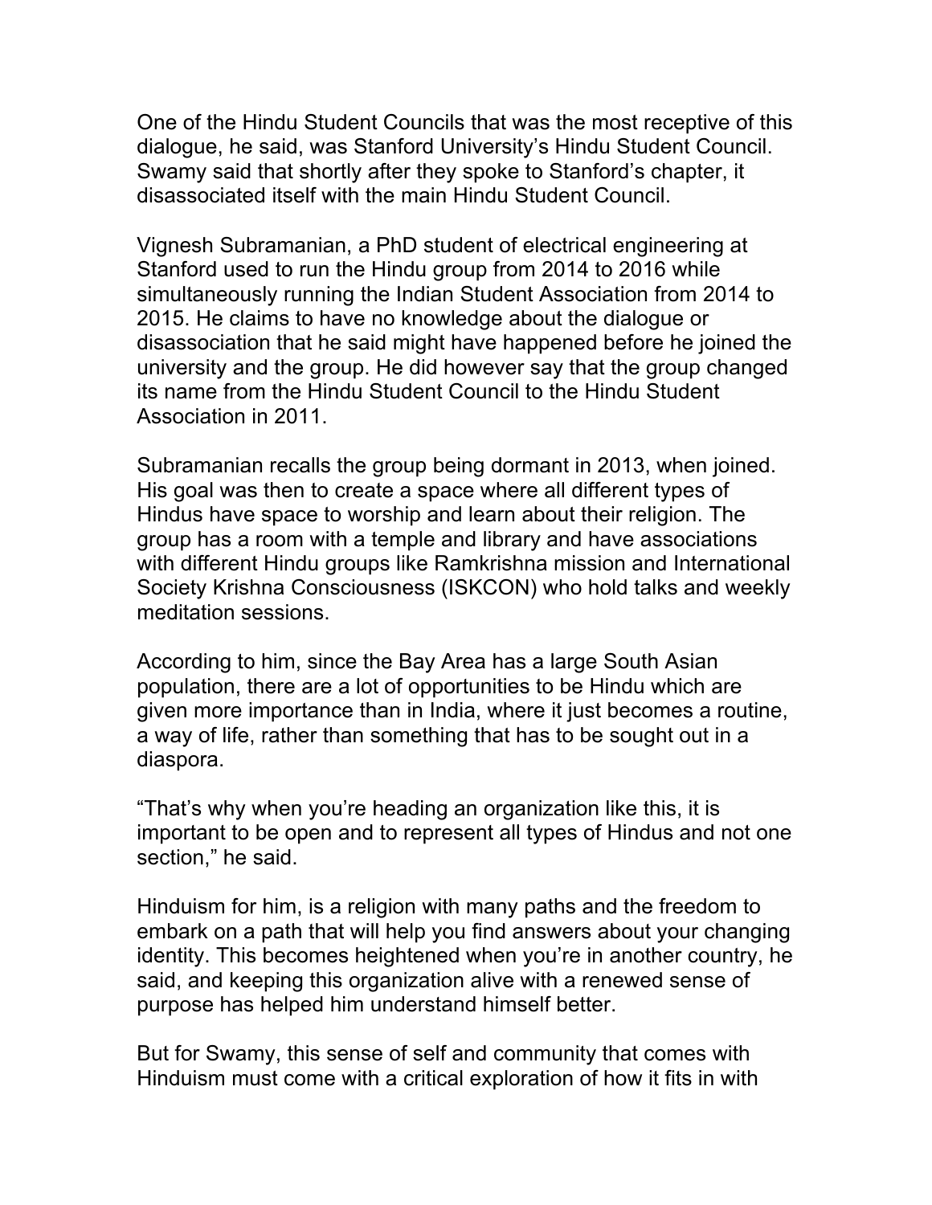One of the Hindu Student Councils that was the most receptive of this dialogue, he said, was Stanford University's Hindu Student Council. Swamy said that shortly after they spoke to Stanford's chapter, it disassociated itself with the main Hindu Student Council.

Vignesh Subramanian, a PhD student of electrical engineering at Stanford used to run the Hindu group from 2014 to 2016 while simultaneously running the Indian Student Association from 2014 to 2015. He claims to have no knowledge about the dialogue or disassociation that he said might have happened before he joined the university and the group. He did however say that the group changed its name from the Hindu Student Council to the Hindu Student Association in 2011.

Subramanian recalls the group being dormant in 2013, when joined. His goal was then to create a space where all different types of Hindus have space to worship and learn about their religion. The group has a room with a temple and library and have associations with different Hindu groups like Ramkrishna mission and International Society Krishna Consciousness (ISKCON) who hold talks and weekly meditation sessions.

According to him, since the Bay Area has a large South Asian population, there are a lot of opportunities to be Hindu which are given more importance than in India, where it just becomes a routine, a way of life, rather than something that has to be sought out in a diaspora.

"That's why when you're heading an organization like this, it is important to be open and to represent all types of Hindus and not one section," he said.

Hinduism for him, is a religion with many paths and the freedom to embark on a path that will help you find answers about your changing identity. This becomes heightened when you're in another country, he said, and keeping this organization alive with a renewed sense of purpose has helped him understand himself better.

But for Swamy, this sense of self and community that comes with Hinduism must come with a critical exploration of how it fits in with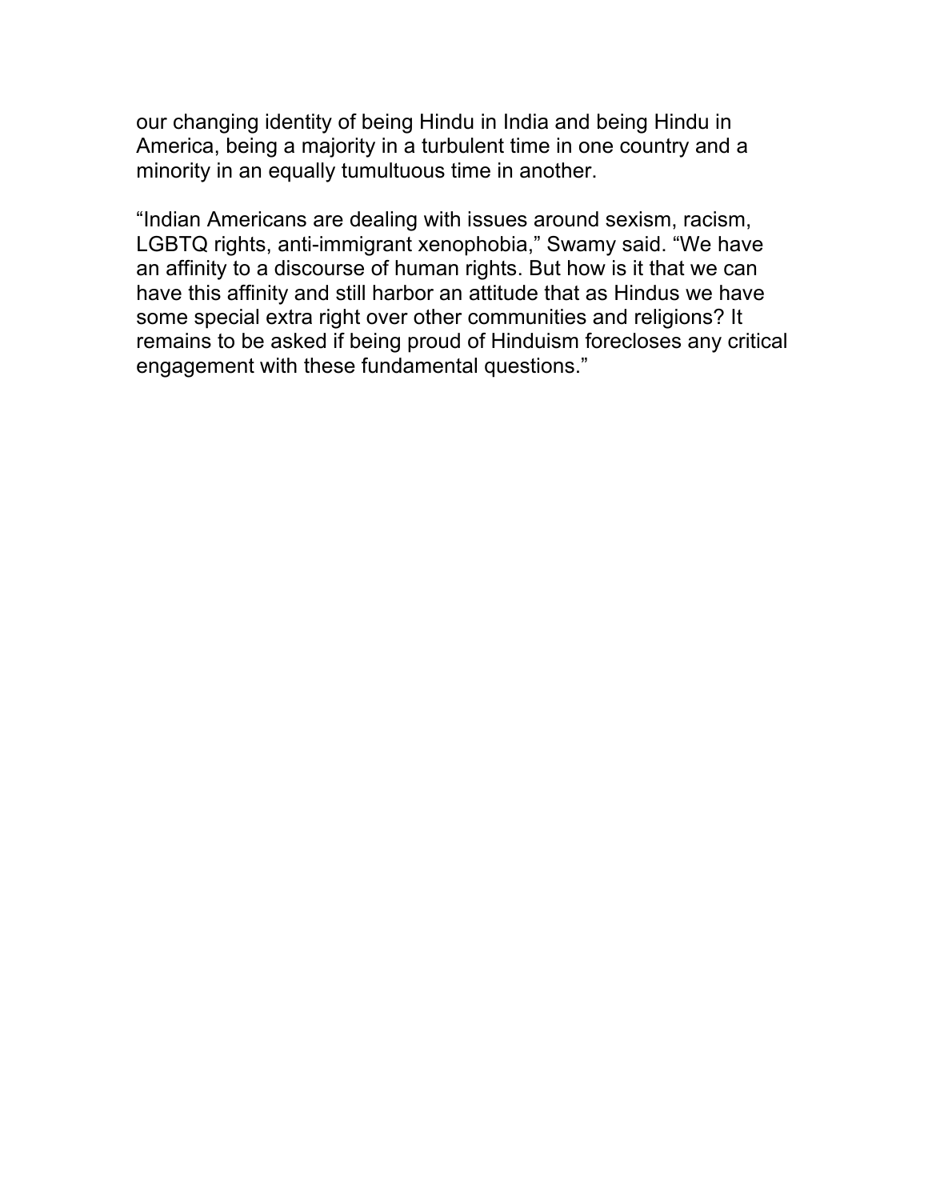our changing identity of being Hindu in India and being Hindu in America, being a majority in a turbulent time in one country and a minority in an equally tumultuous time in another.

“Indian Americans are dealing with issues around sexism, racism, LGBTQ rights, anti-immigrant xenophobia,” Swamy said. “We have an affinity to a discourse of human rights. But how is it that we can have this affinity and still harbor an attitude that as Hindus we have some special extra right over other communities and religions? It remains to be asked if being proud of Hinduism forecloses any critical engagement with these fundamental questions.”